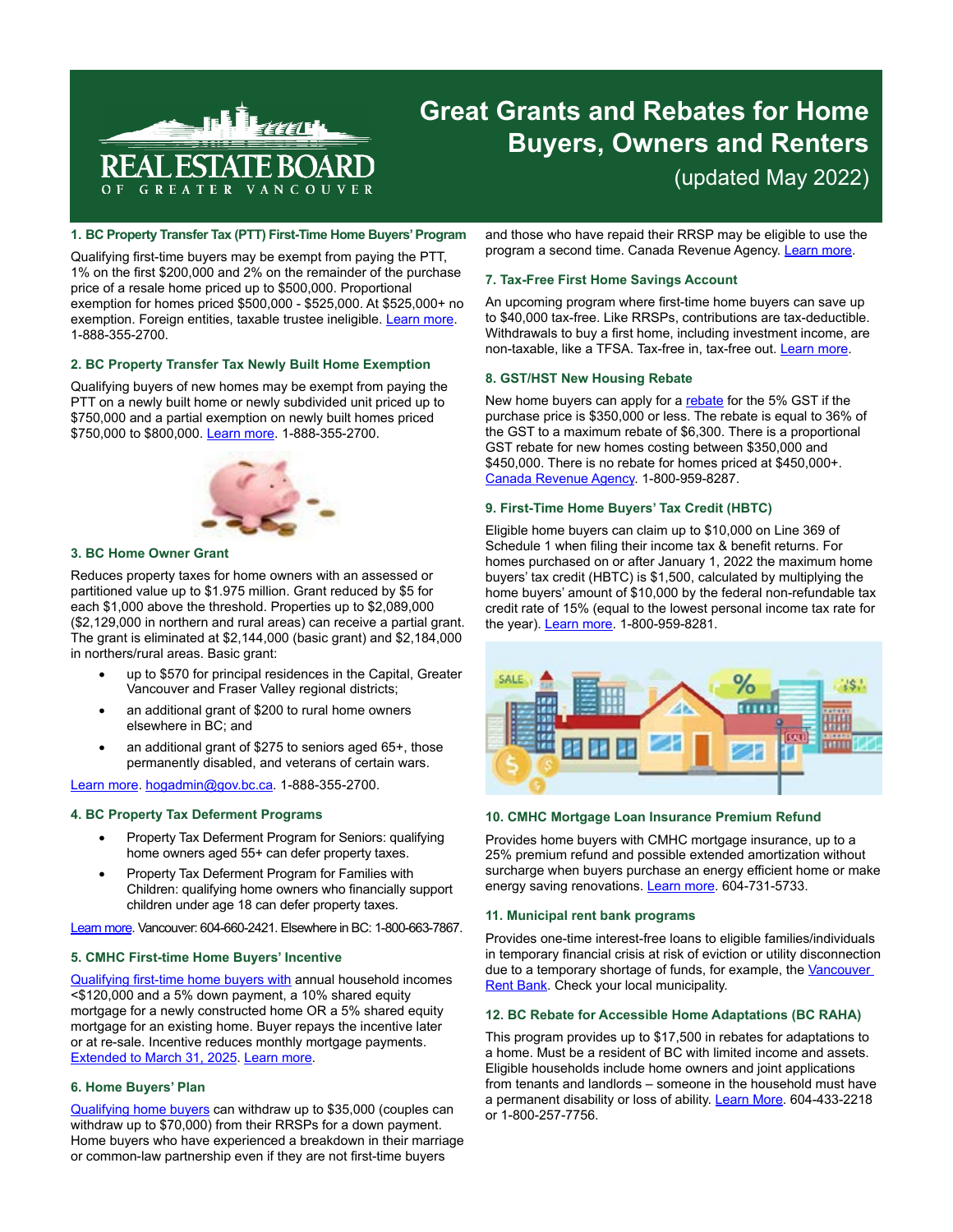# Great Grants and Rebates for Home Buyers, Owners and Renters

(updated May 2022)

### 1. BC Property Transfer Tax (PTT) First-Time Home Buyers' Program

Qualifying first-time buyers may be exempt from paying the PTT, 1% on the first $200,000 and 2% on the remainder of the purchase price of a resale home priced up to $500,000. Proportional exemption for homes priced $500,000 - $525,000. At $525,000+ no exemption. Foreign entities, taxable trustee ineligible. Learn more. 1-888-355-2700.

### 2. BC Property Transfer Tax Newly Built Home Exemption

Qualifying buyers of new homes may be exempt from paying the PTT on a newly built home or newly subdivided unit priced up to $750,000 and a partial exemption on newly built homes priced $750,000 to $800,000. Learn more. 1-888-355-2700.

### 3. BC Home Owner Grant

Reduces property taxes for home owners with an assessed or partitioned value up to $1.975 million. Grant reduced by $5 for each $1,000 above the threshold. Properties up to $2,089,000 ($2,129,000 in northern and rural areas) can receive a partial grant. The grant is eliminated at $2,144,000 (basic grant) and $2,184,000 in northers/rural areas. Basic grant:

- up to $570 for principal residences in the Capital, Greater Vancouver and Fraser Valley regional districts;
- an additional grant of $200 to rural home owners elsewhere in BC; and
- an additional grant of $275 to seniors aged 65+, those permanently disabled, and veterans of certain wars.

Learn more. hogadmin@gov.bc.ca. 1-888-355-2700.

### 4. BC Property Tax Deferment Programs

- Property Tax Deferment Program for Seniors: qualifying home owners aged 55+ can defer property taxes.
- Property Tax Deferment Program for Families with Children: qualifying home owners who financially support children under age 18 can defer property taxes.

Learn more. Vancouver: 604-660-2421. Elsewhere in BC: 1-800-663-7867.

### 5. CMHC First-time Home Buyers' Incentive

Qualifying first-time home buyers with annual household incomes <$120,000 and a 5% down payment, a 10% shared equity mortgage for a newly constructed home OR a 5% shared equity mortgage for an existing home. Buyer repays the incentive later or at re-sale. Incentive reduces monthly mortgage payments. Extended to March 31, 2025. Learn more.

### 6. Home Buyers' Plan

Qualifying home buyers can withdraw up to $35,000 (couples can withdraw up to $70,000) from their RRSPs for a down payment. Home buyers who have experienced a breakdown in their marriage or common-law partnership even if they are not first-time buyers and those who have repaid their RRSP may be eligible to use the program a second time. Canada Revenue Agency. Learn more.

### 7. Tax-Free First Home Savings Account

An upcoming program where first-time home buyers can save up to $40,000 tax-free. Like RRSPs, contributions are tax-deductible. Withdrawals to buy a first home, including investment income, are non-taxable, like a TFSA. Tax-free in, tax-free out. Learn more.

### 8. GST/HST New Housing Rebate

New home buyers can apply for a rebate for the 5% GST if the purchase price is $350,000 or less. The rebate is equal to 36% of the GST to a maximum rebate of $6,300. There is a proportional GST rebate for new homes costing between $350,000 and $450,000. There is no rebate for homes priced at $450,000+. Canada Revenue Agency. 1-800-959-8287.

### 9. First-Time Home Buyers' Tax Credit (HBTC)

Eligible home buyers can claim up to $10,000 on Line 369 of Schedule 1 when filing their income tax & benefit returns. For homes purchased on or after January 1, 2022 the maximum home buyers' tax credit (HBTC) is $1,500, calculated by multiplying the home buyers' amount of $10,000 by the federal non-refundable tax credit rate of 15% (equal to the lowest personal income tax rate for the year). Learn more. 1-800-959-8281.

### 10. CMHC Mortgage Loan Insurance Premium Refund

Provides home buyers with CMHC mortgage insurance, up to a 25% premium refund and possible extended amortization without surcharge when buyers purchase an energy efficient home or make energy saving renovations. Learn more. 604-731-5733.

### 11. Municipal rent bank programs

Provides one-time interest-free loans to eligible families/individuals in temporary financial crisis at risk of eviction or utility disconnection due to a temporary shortage of funds, for example, the Vancouver Rent Bank. Check your local municipality.

### 12. BC Rebate for Accessible Home Adaptations (BC RAHA)

This program provides up to $17,500 in rebates for adaptations to a home. Must be a resident of BC with limited income and assets. Eligible households include home owners and joint applications from tenants and landlords – someone in the household must have a permanent disability or loss of ability. Learn More. 604-433-2218 or 1-800-257-7756.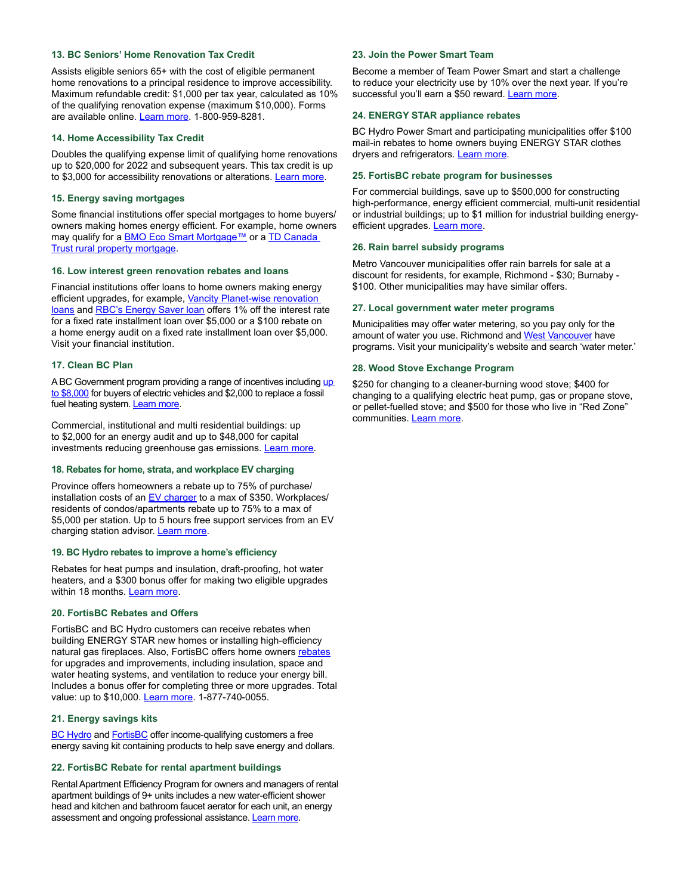### 13. BC Seniors' Home Renovation Tax Credit

Assists eligible seniors 65+ with the cost of eligible permanent home renovations to a principal residence to improve accessibility. Maximum refundable credit: $1,000 per tax year, calculated as 10% of the qualifying renovation expense (maximum $10,000). Forms are available online. Learn more. 1-800-959-8281.

### 14. Home Accessibility Tax Credit

Doubles the qualifying expense limit of qualifying home renovations up to $20,000 for 2022 and subsequent years. This tax credit is up to $3,000 for accessibility renovations or alterations. Learn more.

### 15. Energy saving mortgages

Some financial institutions offer special mortgages to home buyers/owners making homes energy efficient. For example, home owners may qualify for a BMO Eco Smart Mortgage™ or a TD Canada Trust rural property mortgage.

### 16. Low interest green renovation rebates and loans

Financial institutions offer loans to home owners making energy efficient upgrades, for example, Vancity Planet-wise renovation loans and RBC's Energy Saver loan offers 1% off the interest rate for a fixed rate installment loan over $5,000 or a $100 rebate on a home energy audit on a fixed rate installment loan over $5,000. Visit your financial institution.

### 17. Clean BC Plan

A BC Government program providing a range of incentives including up to $8,000 for buyers of electric vehicles and $2,000 to replace a fossil fuel heating system. Learn more.

Commercial, institutional and multi residential buildings: up to $2,000 for an energy audit and up to $48,000 for capital investments reducing greenhouse gas emissions. Learn more.

### 18. Rebates for home, strata, and workplace EV charging

Province offers homeowners a rebate up to 75% of purchase/installation costs of an EV charger to a max of $350. Workplaces/residents of condos/apartments rebate up to 75% to a max of $5,000 per station. Up to 5 hours free support services from an EV charging station advisor. Learn more.

### 19. BC Hydro rebates to improve a home's efficiency

Rebates for heat pumps and insulation, draft-proofing, hot water heaters, and a $300 bonus offer for making two eligible upgrades within 18 months. Learn more.

### 20. FortisBC Rebates and Offers

FortisBC and BC Hydro customers can receive rebates when building ENERGY STAR new homes or installing high-efficiency natural gas fireplaces. Also, FortisBC offers home owners rebates for upgrades and improvements, including insulation, space and water heating systems, and ventilation to reduce your energy bill. Includes a bonus offer for completing three or more upgrades. Total value: up to $10,000. Learn more. 1-877-740-0055.

### 21. Energy savings kits

BC Hydro and FortisBC offer income-qualifying customers a free energy saving kit containing products to help save energy and dollars.

### 22. FortisBC Rebate for rental apartment buildings

Rental Apartment Efficiency Program for owners and managers of rental apartment buildings of 9+ units includes a new water-efficient shower head and kitchen and bathroom faucet aerator for each unit, an energy assessment and ongoing professional assistance. Learn more.

### 23. Join the Power Smart Team

Become a member of Team Power Smart and start a challenge to reduce your electricity use by 10% over the next year. If you're successful you'll earn a $50 reward. Learn more.

### 24. ENERGY STAR appliance rebates

BC Hydro Power Smart and participating municipalities offer $100 mail-in rebates to home owners buying ENERGY STAR clothes dryers and refrigerators. Learn more.

### 25. FortisBC rebate program for businesses

For commercial buildings, save up to $500,000 for constructing high-performance, energy efficient commercial, multi-unit residential or industrial buildings; up to $1 million for industrial building energy-efficient upgrades. Learn more.

### 26. Rain barrel subsidy programs

Metro Vancouver municipalities offer rain barrels for sale at a discount for residents, for example, Richmond - $30; Burnaby - $100. Other municipalities may have similar offers.

### 27. Local government water meter programs

Municipalities may offer water metering, so you pay only for the amount of water you use. Richmond and West Vancouver have programs. Visit your municipality's website and search 'water meter.'

### 28. Wood Stove Exchange Program

$250 for changing to a cleaner-burning wood stove; $400 for changing to a qualifying electric heat pump, gas or propane stove, or pellet-fuelled stove; and $500 for those who live in "Red Zone" communities. Learn more.